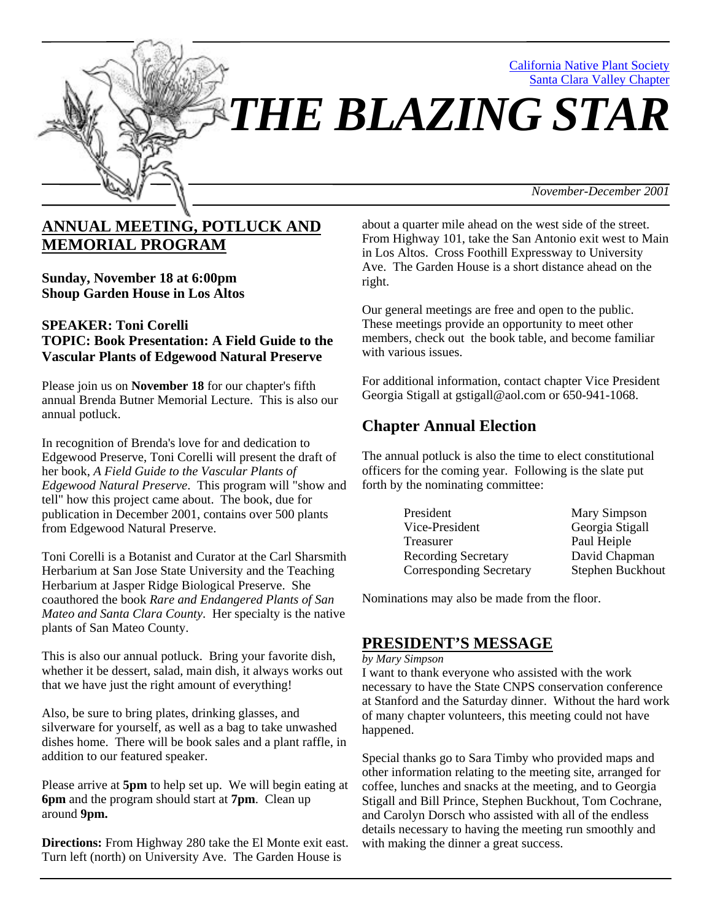California Native Plant Society
Santa Clara Valley Chapter

# THE BLAZING STAR

*November-December 2001*

## ANNUAL MEETING, POTLUCK AND MEMORIAL PROGRAM

**Sunday, November 18 at 6:00pm**
**Shoup Garden House in Los Altos**

**SPEAKER: Toni Corelli**
**TOPIC: Book Presentation: A Field Guide to the Vascular Plants of Edgewood Natural Preserve**

Please join us on **November 18** for our chapter's fifth annual Brenda Butner Memorial Lecture. This is also our annual potluck.

In recognition of Brenda's love for and dedication to Edgewood Preserve, Toni Corelli will present the draft of her book, *A Field Guide to the Vascular Plants of Edgewood Natural Preserve*. This program will "show and tell" how this project came about. The book, due for publication in December 2001, contains over 500 plants from Edgewood Natural Preserve.

Toni Corelli is a Botanist and Curator at the Carl Sharsmith Herbarium at San Jose State University and the Teaching Herbarium at Jasper Ridge Biological Preserve. She coauthored the book *Rare and Endangered Plants of San Mateo and Santa Clara County*. Her specialty is the native plants of San Mateo County.

This is also our annual potluck. Bring your favorite dish, whether it be dessert, salad, main dish, it always works out that we have just the right amount of everything!

Also, be sure to bring plates, drinking glasses, and silverware for yourself, as well as a bag to take unwashed dishes home. There will be book sales and a plant raffle, in addition to our featured speaker.

Please arrive at **5pm** to help set up. We will begin eating at **6pm** and the program should start at **7pm**. Clean up around **9pm.**

**Directions:** From Highway 280 take the El Monte exit east. Turn left (north) on University Ave. The Garden House is about a quarter mile ahead on the west side of the street. From Highway 101, take the San Antonio exit west to Main in Los Altos. Cross Foothill Expressway to University Ave. The Garden House is a short distance ahead on the right.

Our general meetings are free and open to the public. These meetings provide an opportunity to meet other members, check out the book table, and become familiar with various issues.

For additional information, contact chapter Vice President Georgia Stigall at gstigall@aol.com or 650-941-1068.

## Chapter Annual Election

The annual potluck is also the time to elect constitutional officers for the coming year. Following is the slate put forth by the nominating committee:

| Office | Nominee |
|---|---|
| President | Mary Simpson |
| Vice-President | Georgia Stigall |
| Treasurer | Paul Heiple |
| Recording Secretary | David Chapman |
| Corresponding Secretary | Stephen Buckhout |

Nominations may also be made from the floor.

## PRESIDENT'S MESSAGE

*by Mary Simpson*

I want to thank everyone who assisted with the work necessary to have the State CNPS conservation conference at Stanford and the Saturday dinner. Without the hard work of many chapter volunteers, this meeting could not have happened.

Special thanks go to Sara Timby who provided maps and other information relating to the meeting site, arranged for coffee, lunches and snacks at the meeting, and to Georgia Stigall and Bill Prince, Stephen Buckhout, Tom Cochrane, and Carolyn Dorsch who assisted with all of the endless details necessary to having the meeting run smoothly and with making the dinner a great success.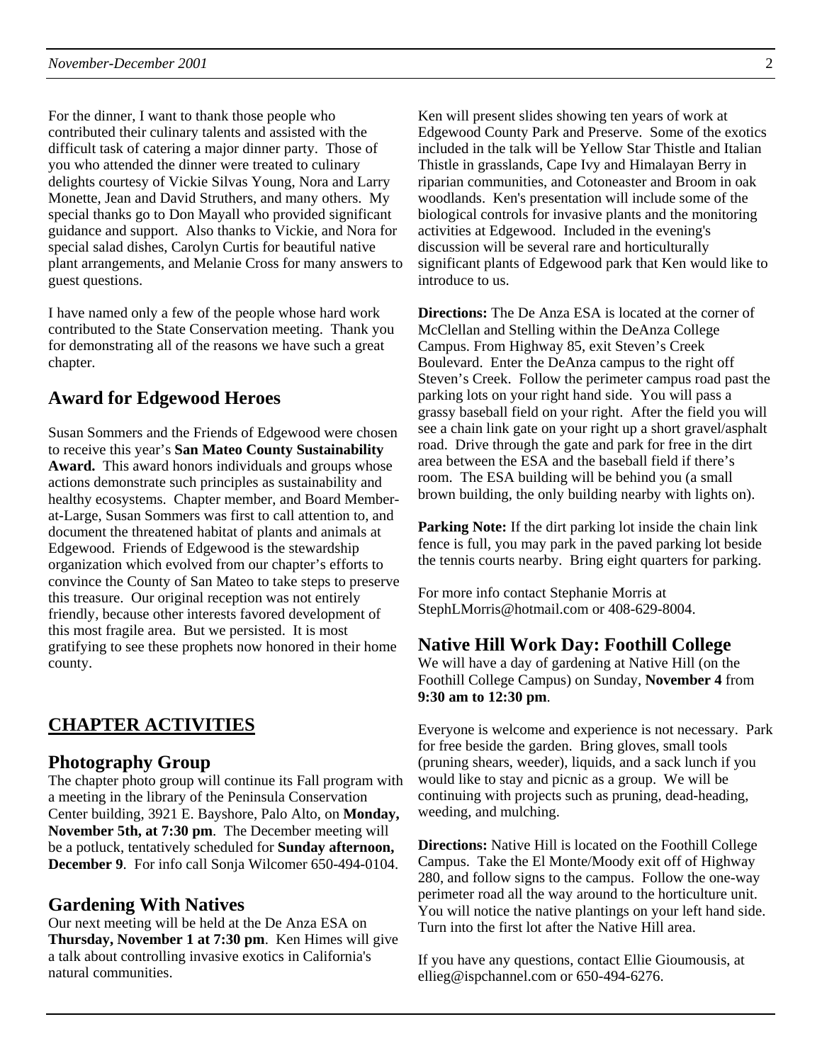For the dinner, I want to thank those people who contributed their culinary talents and assisted with the difficult task of catering a major dinner party. Those of you who attended the dinner were treated to culinary delights courtesy of Vickie Silvas Young, Nora and Larry Monette, Jean and David Struthers, and many others. My special thanks go to Don Mayall who provided significant guidance and support. Also thanks to Vickie, and Nora for special salad dishes, Carolyn Curtis for beautiful native plant arrangements, and Melanie Cross for many answers to guest questions.

I have named only a few of the people whose hard work contributed to the State Conservation meeting. Thank you for demonstrating all of the reasons we have such a great chapter.

## Award for Edgewood Heroes

Susan Sommers and the Friends of Edgewood were chosen to receive this year's **San Mateo County Sustainability Award.** This award honors individuals and groups whose actions demonstrate such principles as sustainability and healthy ecosystems. Chapter member, and Board Member-at-Large, Susan Sommers was first to call attention to, and document the threatened habitat of plants and animals at Edgewood. Friends of Edgewood is the stewardship organization which evolved from our chapter's efforts to convince the County of San Mateo to take steps to preserve this treasure. Our original reception was not entirely friendly, because other interests favored development of this most fragile area. But we persisted. It is most gratifying to see these prophets now honored in their home county.

## CHAPTER ACTIVITIES

### Photography Group

The chapter photo group will continue its Fall program with a meeting in the library of the Peninsula Conservation Center building, 3921 E. Bayshore, Palo Alto, on **Monday, November 5th, at 7:30 pm**. The December meeting will be a potluck, tentatively scheduled for **Sunday afternoon, December 9**. For info call Sonja Wilcomer 650-494-0104.

### Gardening With Natives

Our next meeting will be held at the De Anza ESA on **Thursday, November 1 at 7:30 pm**. Ken Himes will give a talk about controlling invasive exotics in California's natural communities.

Ken will present slides showing ten years of work at Edgewood County Park and Preserve. Some of the exotics included in the talk will be Yellow Star Thistle and Italian Thistle in grasslands, Cape Ivy and Himalayan Berry in riparian communities, and Cotoneaster and Broom in oak woodlands. Ken's presentation will include some of the biological controls for invasive plants and the monitoring activities at Edgewood. Included in the evening's discussion will be several rare and horticulturally significant plants of Edgewood park that Ken would like to introduce to us.

**Directions:** The De Anza ESA is located at the corner of McClellan and Stelling within the DeAnza College Campus. From Highway 85, exit Steven's Creek Boulevard. Enter the DeAnza campus to the right off Steven's Creek. Follow the perimeter campus road past the parking lots on your right hand side. You will pass a grassy baseball field on your right. After the field you will see a chain link gate on your right up a short gravel/asphalt road. Drive through the gate and park for free in the dirt area between the ESA and the baseball field if there's room. The ESA building will be behind you (a small brown building, the only building nearby with lights on).

**Parking Note:** If the dirt parking lot inside the chain link fence is full, you may park in the paved parking lot beside the tennis courts nearby. Bring eight quarters for parking.

For more info contact Stephanie Morris at StephLMorris@hotmail.com or 408-629-8004.

### Native Hill Work Day: Foothill College

We will have a day of gardening at Native Hill (on the Foothill College Campus) on Sunday, **November 4** from **9:30 am to 12:30 pm**.

Everyone is welcome and experience is not necessary. Park for free beside the garden. Bring gloves, small tools (pruning shears, weeder), liquids, and a sack lunch if you would like to stay and picnic as a group. We will be continuing with projects such as pruning, dead-heading, weeding, and mulching.

**Directions:** Native Hill is located on the Foothill College Campus. Take the El Monte/Moody exit off of Highway 280, and follow signs to the campus. Follow the one-way perimeter road all the way around to the horticulture unit. You will notice the native plantings on your left hand side. Turn into the first lot after the Native Hill area.

If you have any questions, contact Ellie Gioumousis, at ellieg@ispchannel.com or 650-494-6276.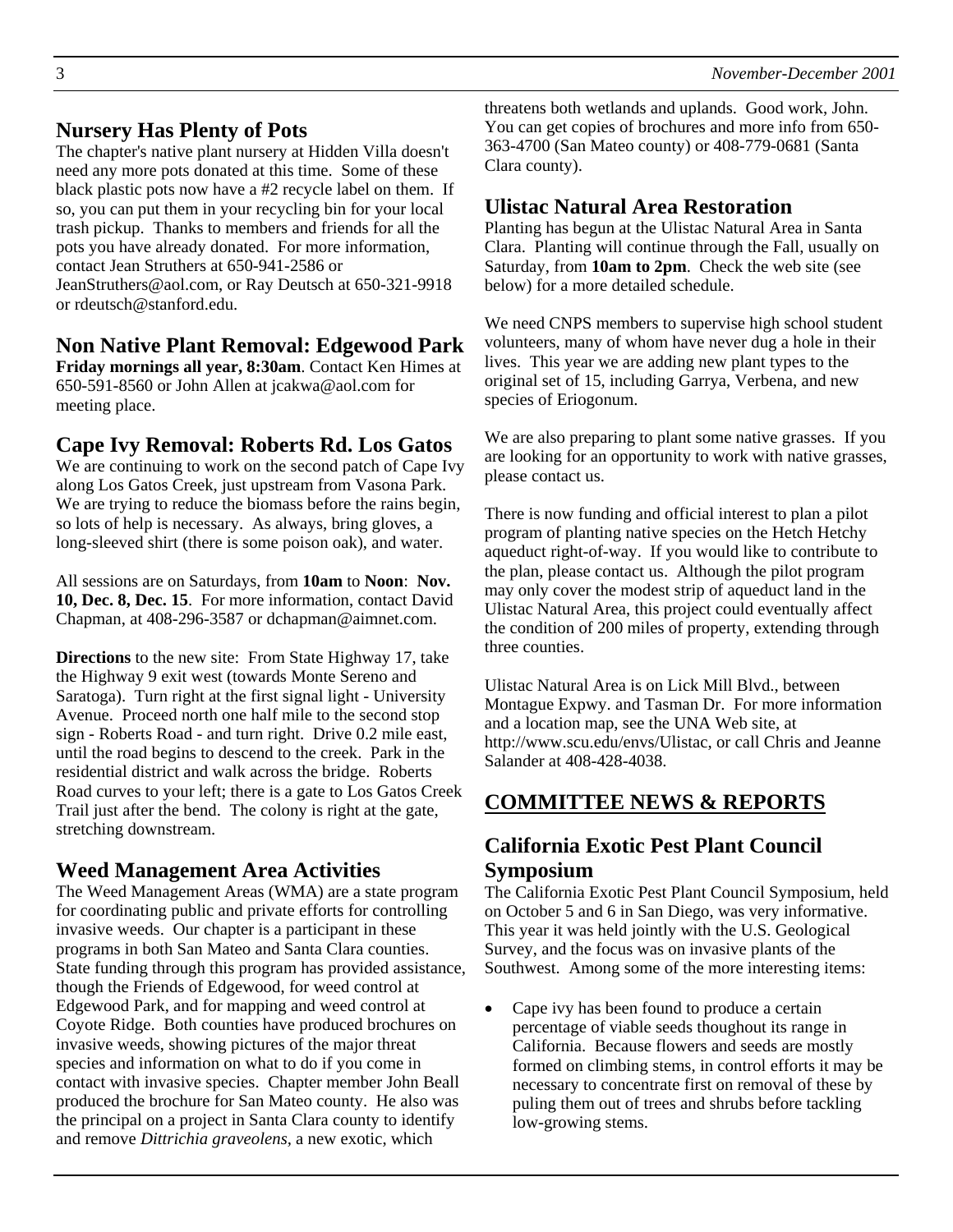## Nursery Has Plenty of Pots

The chapter's native plant nursery at Hidden Villa doesn't need any more pots donated at this time. Some of these black plastic pots now have a #2 recycle label on them. If so, you can put them in your recycling bin for your local trash pickup. Thanks to members and friends for all the pots you have already donated. For more information, contact Jean Struthers at 650-941-2586 or JeanStruthers@aol.com, or Ray Deutsch at 650-321-9918 or rdeutsch@stanford.edu.

## Non Native Plant Removal: Edgewood Park

**Friday mornings all year, 8:30am**. Contact Ken Himes at 650-591-8560 or John Allen at jcakwa@aol.com for meeting place.

## Cape Ivy Removal: Roberts Rd. Los Gatos

We are continuing to work on the second patch of Cape Ivy along Los Gatos Creek, just upstream from Vasona Park. We are trying to reduce the biomass before the rains begin, so lots of help is necessary. As always, bring gloves, a long-sleeved shirt (there is some poison oak), and water.

All sessions are on Saturdays, from **10am** to **Noon**: **Nov. 10, Dec. 8, Dec. 15**. For more information, contact David Chapman, at 408-296-3587 or dchapman@aimnet.com.

**Directions** to the new site: From State Highway 17, take the Highway 9 exit west (towards Monte Sereno and Saratoga). Turn right at the first signal light - University Avenue. Proceed north one half mile to the second stop sign - Roberts Road - and turn right. Drive 0.2 mile east, until the road begins to descend to the creek. Park in the residential district and walk across the bridge. Roberts Road curves to your left; there is a gate to Los Gatos Creek Trail just after the bend. The colony is right at the gate, stretching downstream.

## Weed Management Area Activities

The Weed Management Areas (WMA) are a state program for coordinating public and private efforts for controlling invasive weeds. Our chapter is a participant in these programs in both San Mateo and Santa Clara counties. State funding through this program has provided assistance, though the Friends of Edgewood, for weed control at Edgewood Park, and for mapping and weed control at Coyote Ridge. Both counties have produced brochures on invasive weeds, showing pictures of the major threat species and information on what to do if you come in contact with invasive species. Chapter member John Beall produced the brochure for San Mateo county. He also was the principal on a project in Santa Clara county to identify and remove *Dittrichia graveolens*, a new exotic, which threatens both wetlands and uplands. Good work, John. You can get copies of brochures and more info from 650-363-4700 (San Mateo county) or 408-779-0681 (Santa Clara county).

## Ulistac Natural Area Restoration

Planting has begun at the Ulistac Natural Area in Santa Clara. Planting will continue through the Fall, usually on Saturday, from **10am to 2pm**. Check the web site (see below) for a more detailed schedule.

We need CNPS members to supervise high school student volunteers, many of whom have never dug a hole in their lives. This year we are adding new plant types to the original set of 15, including Garrya, Verbena, and new species of Eriogonum.

We are also preparing to plant some native grasses. If you are looking for an opportunity to work with native grasses, please contact us.

There is now funding and official interest to plan a pilot program of planting native species on the Hetch Hetchy aqueduct right-of-way. If you would like to contribute to the plan, please contact us. Although the pilot program may only cover the modest strip of aqueduct land in the Ulistac Natural Area, this project could eventually affect the condition of 200 miles of property, extending through three counties.

Ulistac Natural Area is on Lick Mill Blvd., between Montague Expwy. and Tasman Dr. For more information and a location map, see the UNA Web site, at http://www.scu.edu/envs/Ulistac, or call Chris and Jeanne Salander at 408-428-4038.

# COMMITTEE NEWS & REPORTS

## California Exotic Pest Plant Council Symposium

The California Exotic Pest Plant Council Symposium, held on October 5 and 6 in San Diego, was very informative. This year it was held jointly with the U.S. Geological Survey, and the focus was on invasive plants of the Southwest. Among some of the more interesting items:

- Cape ivy has been found to produce a certain percentage of viable seeds thoughout its range in California. Because flowers and seeds are mostly formed on climbing stems, in control efforts it may be necessary to concentrate first on removal of these by puling them out of trees and shrubs before tackling low-growing stems.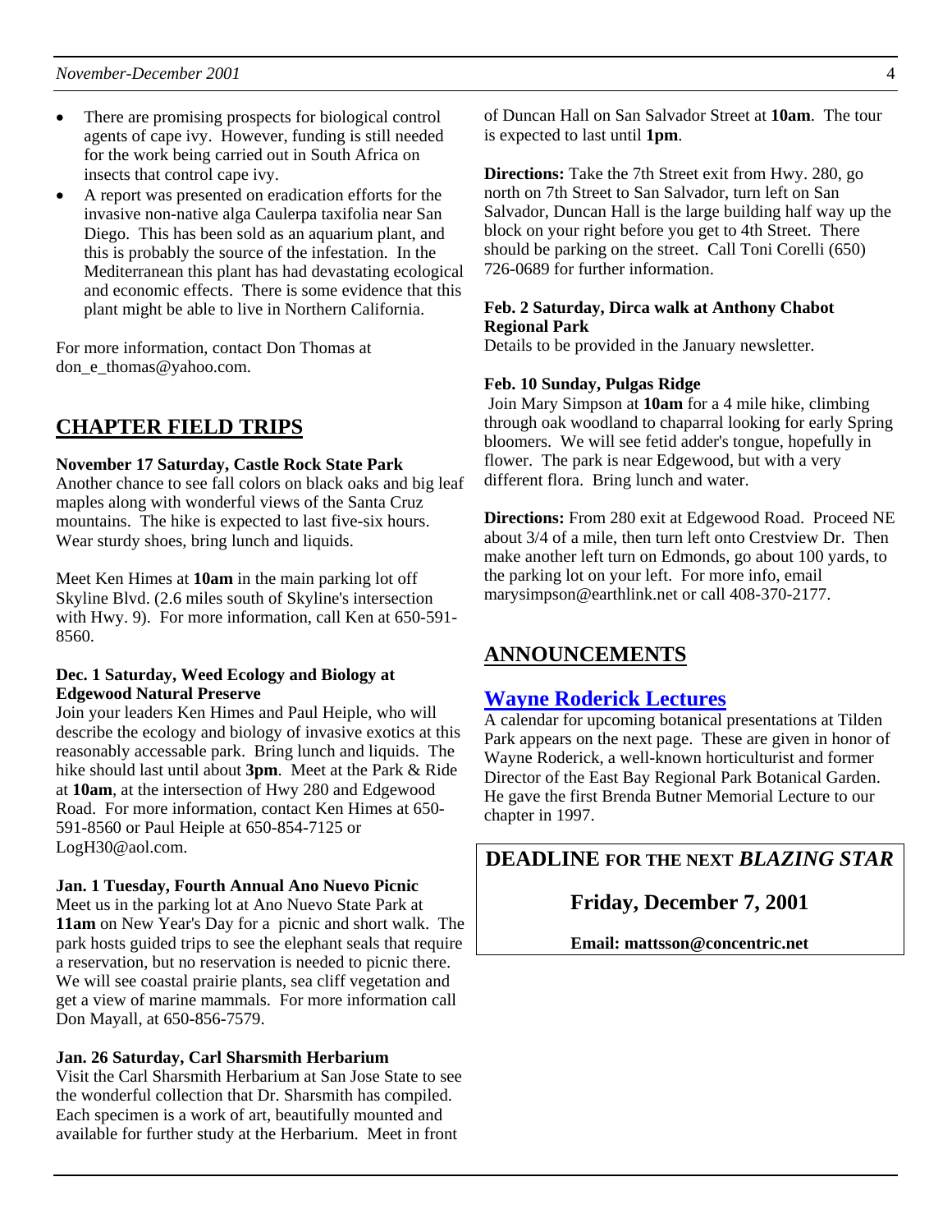- There are promising prospects for biological control agents of cape ivy. However, funding is still needed for the work being carried out in South Africa on insects that control cape ivy.
- A report was presented on eradication efforts for the invasive non-native alga Caulerpa taxifolia near San Diego. This has been sold as an aquarium plant, and this is probably the source of the infestation. In the Mediterranean this plant has had devastating ecological and economic effects. There is some evidence that this plant might be able to live in Northern California.

For more information, contact Don Thomas at don_e_thomas@yahoo.com.

## CHAPTER FIELD TRIPS

**November 17 Saturday, Castle Rock State Park**
Another chance to see fall colors on black oaks and big leaf maples along with wonderful views of the Santa Cruz mountains. The hike is expected to last five-six hours. Wear sturdy shoes, bring lunch and liquids.

Meet Ken Himes at **10am** in the main parking lot off Skyline Blvd. (2.6 miles south of Skyline's intersection with Hwy. 9). For more information, call Ken at 650-591-8560.

**Dec. 1 Saturday, Weed Ecology and Biology at Edgewood Natural Preserve**
Join your leaders Ken Himes and Paul Heiple, who will describe the ecology and biology of invasive exotics at this reasonably accessable park. Bring lunch and liquids. The hike should last until about **3pm**. Meet at the Park & Ride at **10am**, at the intersection of Hwy 280 and Edgewood Road. For more information, contact Ken Himes at 650-591-8560 or Paul Heiple at 650-854-7125 or LogH30@aol.com.

**Jan. 1 Tuesday, Fourth Annual Ano Nuevo Picnic**
Meet us in the parking lot at Ano Nuevo State Park at **11am** on New Year's Day for a picnic and short walk. The park hosts guided trips to see the elephant seals that require a reservation, but no reservation is needed to picnic there. We will see coastal prairie plants, sea cliff vegetation and get a view of marine mammals. For more information call Don Mayall, at 650-856-7579.

**Jan. 26 Saturday, Carl Sharsmith Herbarium**
Visit the Carl Sharsmith Herbarium at San Jose State to see the wonderful collection that Dr. Sharsmith has compiled. Each specimen is a work of art, beautifully mounted and available for further study at the Herbarium. Meet in front of Duncan Hall on San Salvador Street at **10am**. The tour is expected to last until **1pm**.

**Directions:** Take the 7th Street exit from Hwy. 280, go north on 7th Street to San Salvador, turn left on San Salvador, Duncan Hall is the large building half way up the block on your right before you get to 4th Street. There should be parking on the street. Call Toni Corelli (650) 726-0689 for further information.

**Feb. 2 Saturday, Dirca walk at Anthony Chabot Regional Park**
Details to be provided in the January newsletter.

**Feb. 10 Sunday, Pulgas Ridge**
Join Mary Simpson at **10am** for a 4 mile hike, climbing through oak woodland to chaparral looking for early Spring bloomers. We will see fetid adder's tongue, hopefully in flower. The park is near Edgewood, but with a very different flora. Bring lunch and water.

**Directions:** From 280 exit at Edgewood Road. Proceed NE about 3/4 of a mile, then turn left onto Crestview Dr. Then make another left turn on Edmonds, go about 100 yards, to the parking lot on your left. For more info, email marysimpson@earthlink.net or call 408-370-2177.

## ANNOUNCEMENTS

### Wayne Roderick Lectures

A calendar for upcoming botanical presentations at Tilden Park appears on the next page. These are given in honor of Wayne Roderick, a well-known horticulturist and former Director of the East Bay Regional Park Botanical Garden. He gave the first Brenda Butner Memorial Lecture to our chapter in 1997.

**DEADLINE FOR THE NEXT *BLAZING STAR***

**Friday, December 7, 2001**

**Email: mattsson@concentric.net**